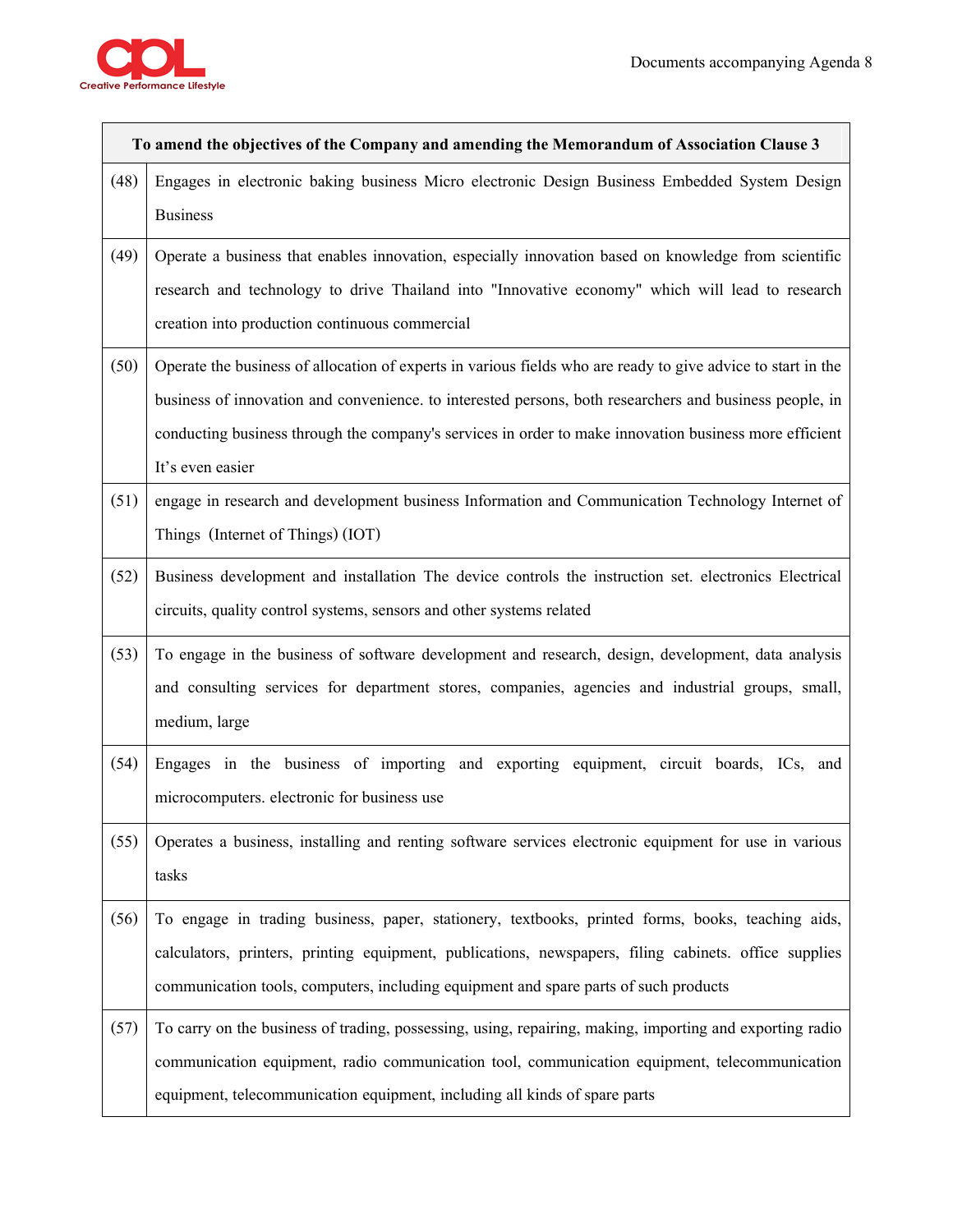| To amend the objectives of the Company and amending the Memorandum of Association Clause 3 | |
|---|---|
| (48) | Engages in electronic baking business Micro electronic Design Business Embedded System Design Business |
| (49) | Operate a business that enables innovation, especially innovation based on knowledge from scientific research and technology to drive Thailand into "Innovative economy" which will lead to research creation into production continuous commercial |
| (50) | Operate the business of allocation of experts in various fields who are ready to give advice to start in the business of innovation and convenience. to interested persons, both researchers and business people, in conducting business through the company's services in order to make innovation business more efficient It's even easier |
| (51) | engage in research and development business Information and Communication Technology Internet of Things (Internet of Things) (IOT) |
| (52) | Business development and installation The device controls the instruction set. electronics Electrical circuits, quality control systems, sensors and other systems related |
| (53) | To engage in the business of software development and research, design, development, data analysis and consulting services for department stores, companies, agencies and industrial groups, small, medium, large |
| (54) | Engages in the business of importing and exporting equipment, circuit boards, ICs, and microcomputers. electronic for business use |
| (55) | Operates a business, installing and renting software services electronic equipment for use in various tasks |
| (56) | To engage in trading business, paper, stationery, textbooks, printed forms, books, teaching aids, calculators, printers, printing equipment, publications, newspapers, filing cabinets. office supplies communication tools, computers, including equipment and spare parts of such products |
| (57) | To carry on the business of trading, possessing, using, repairing, making, importing and exporting radio communication equipment, radio communication tool, communication equipment, telecommunication equipment, telecommunication equipment, including all kinds of spare parts |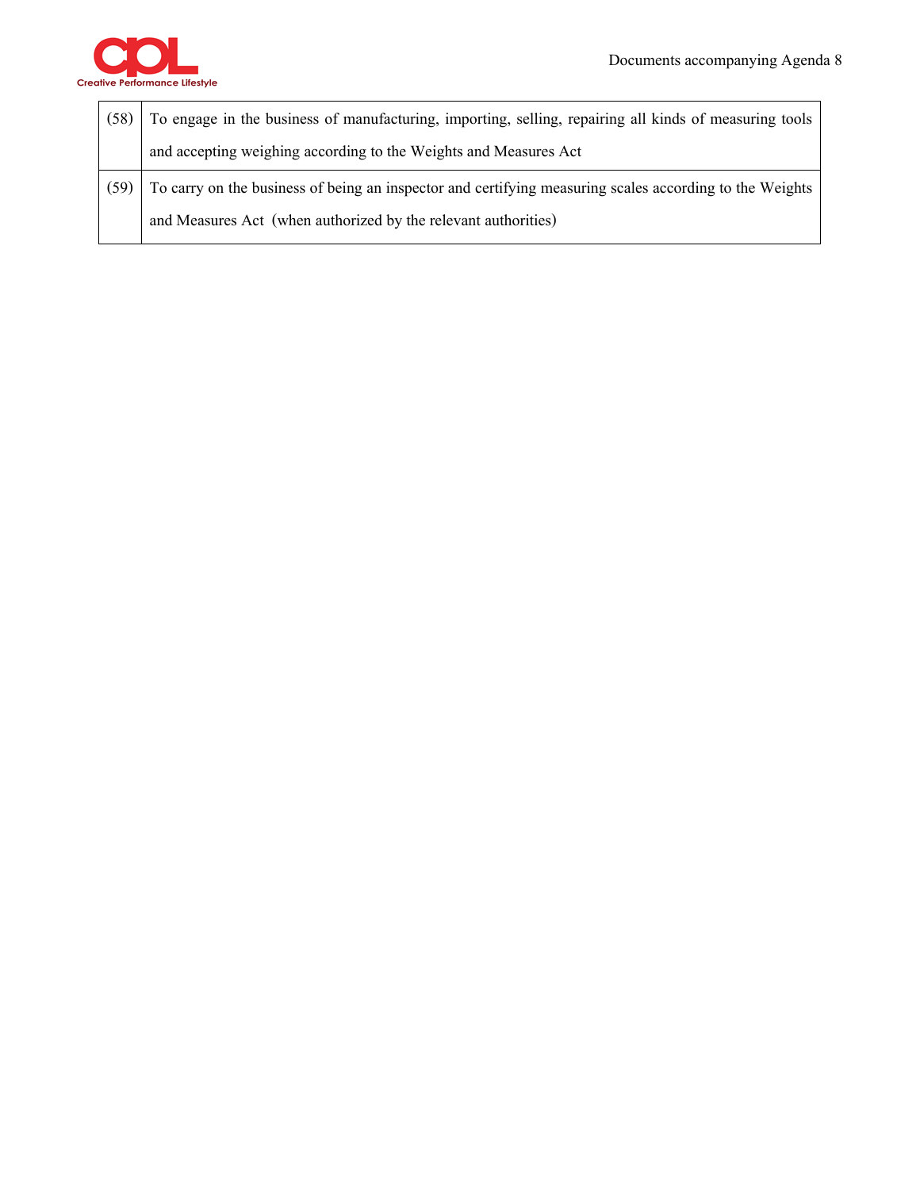| | |
|---|---|
| (58) | To engage in the business of manufacturing, importing, selling, repairing all kinds of measuring tools and accepting weighing according to the Weights and Measures Act |
| (59) | To carry on the business of being an inspector and certifying measuring scales according to the Weights and Measures Act (when authorized by the relevant authorities) |